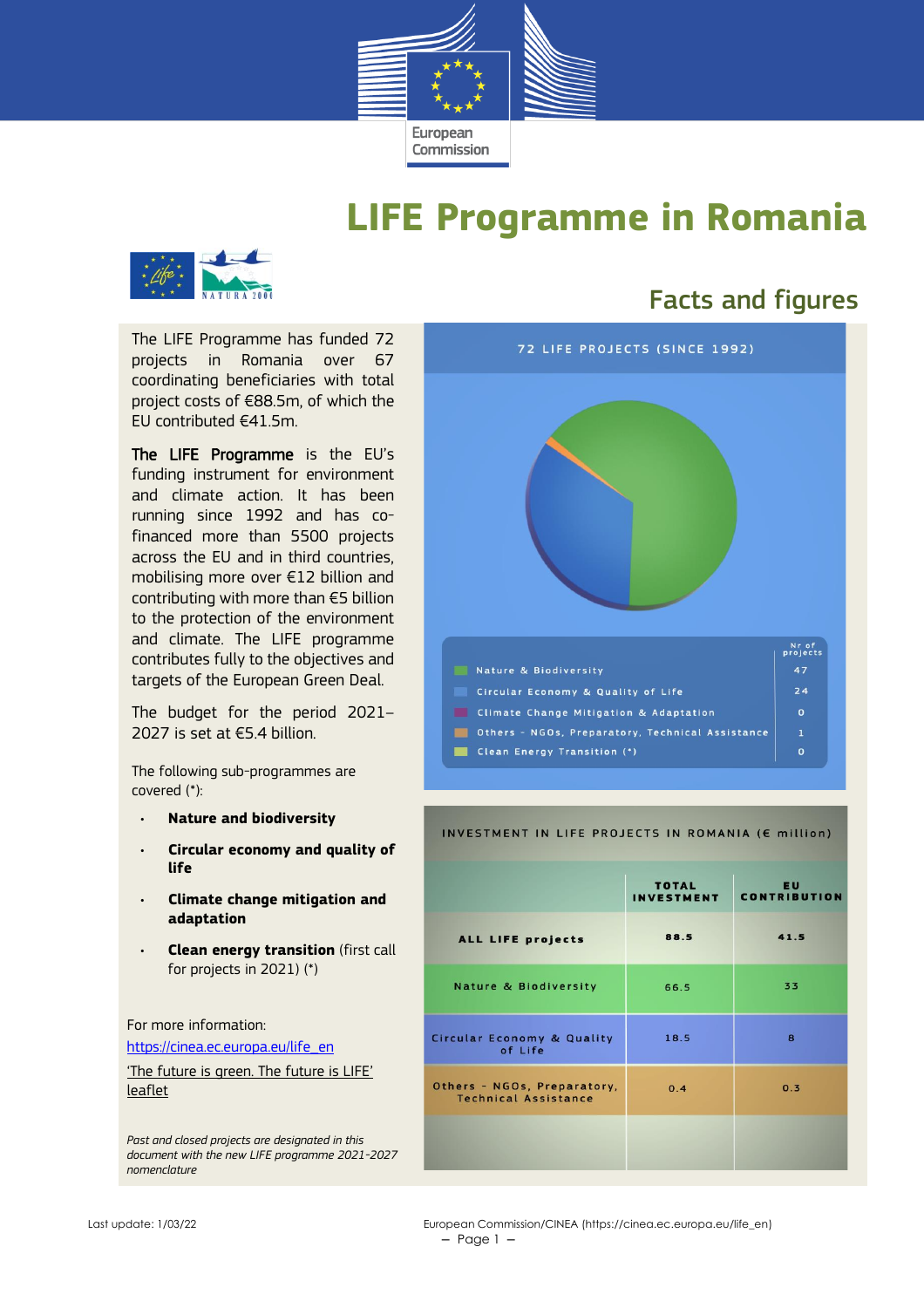# LIFE Programme in Romania

## Facts and figures

The LIFE Programme has funded 72 projects in Romania over 67 coordinating beneficiaries with total project costs of €88.5m, of which the EU contributed €41.5m.

**The LIFE Programme** is the EU's funding instrument for environment and climate action. It has been running since 1992 and has co-financed more than 5500 projects across the EU and in third countries, mobilising more over €12 billion and contributing with more than €5 billion to the protection of the environment and climate. The LIFE programme contributes fully to the objectives and targets of the European Green Deal.

The budget for the period 2021–2027 is set at €5.4 billion.

The following sub-programmes are covered (*):

- **Nature and biodiversity**
- **Circular economy and quality of life**
- **Climate change mitigation and adaptation**
- **Clean energy transition** (first call for projects in 2021) (*)

For more information:

https://cinea.ec.europa.eu/life_en

'The future is green. The future is LIFE' leaflet

*Past and closed projects are designated in this document with the new LIFE programme 2021-2027 nomenclature*

**72 LIFE PROJECTS (SINCE 1992)**

| | Nr of projects |
|---|---|
| Nature & Biodiversity | 47 |
| Circular Economy & Quality of Life | 24 |
| Climate Change Mitigation & Adaptation | 0 |
| Others - NGOs, Preparatory, Technical Assistance | 1 |
| Clean Energy Transition (*) | 0 |

**INVESTMENT IN LIFE PROJECTS IN ROMANIA (€ million)**

| | TOTAL INVESTMENT | EU CONTRIBUTION |
|---|---|---|
| ALL LIFE projects | 88.5 | 41.5 |
| Nature & Biodiversity | 66.5 | 33 |
| Circular Economy & Quality of Life | 18.5 | 8 |
| Others - NGOs, Preparatory, Technical Assistance | 0.4 | 0.3 |

Last update: 1/03/22

European Commission/CINEA (https://cinea.ec.europa.eu/life_en)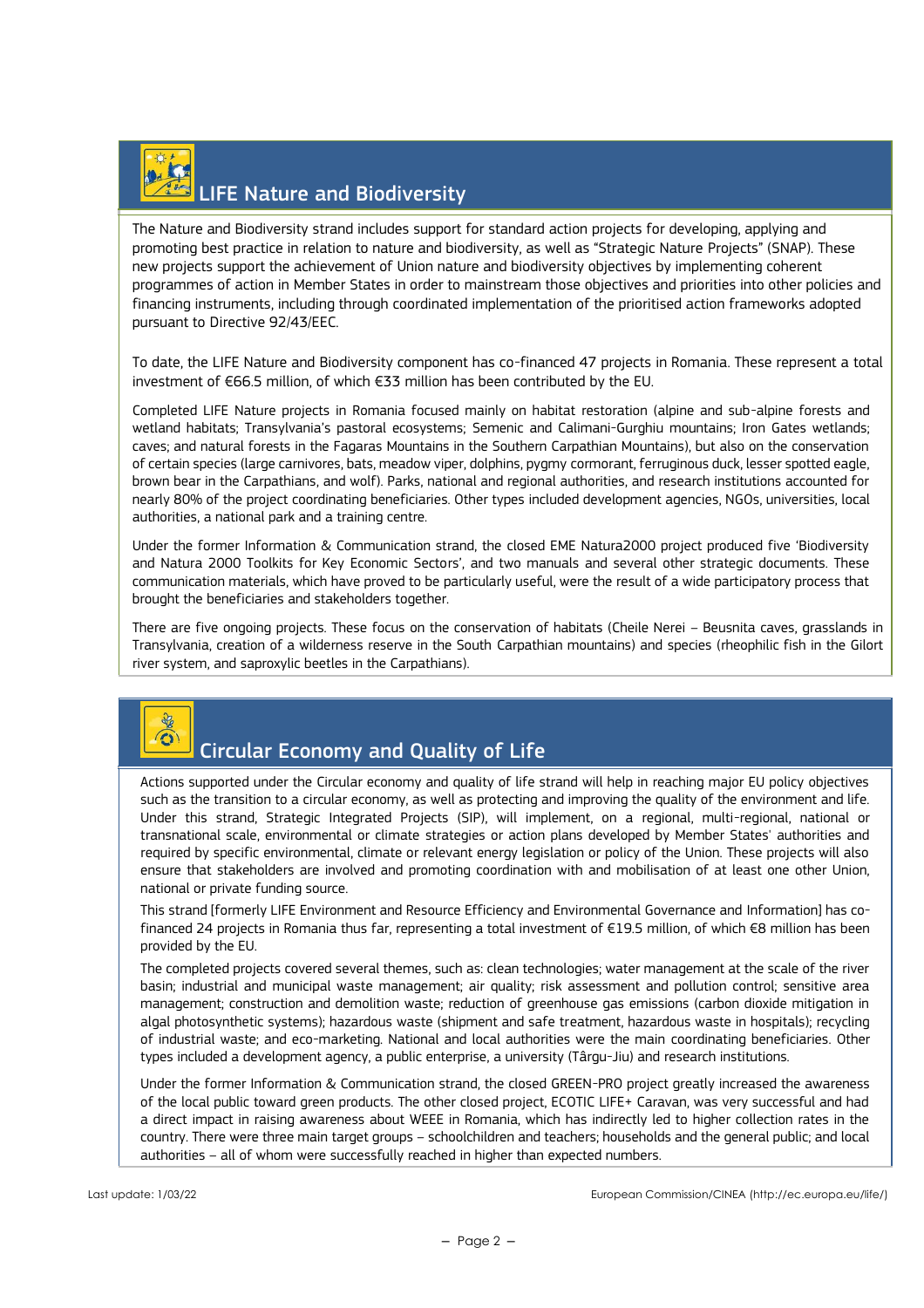## LIFE Nature and Biodiversity

The Nature and Biodiversity strand includes support for standard action projects for developing, applying and promoting best practice in relation to nature and biodiversity, as well as "Strategic Nature Projects" (SNAP). These new projects support the achievement of Union nature and biodiversity objectives by implementing coherent programmes of action in Member States in order to mainstream those objectives and priorities into other policies and financing instruments, including through coordinated implementation of the prioritised action frameworks adopted pursuant to Directive 92/43/EEC.

To date, the LIFE Nature and Biodiversity component has co-financed 47 projects in Romania. These represent a total investment of €66.5 million, of which €33 million has been contributed by the EU.

Completed LIFE Nature projects in Romania focused mainly on habitat restoration (alpine and sub-alpine forests and wetland habitats; Transylvania's pastoral ecosystems; Semenic and Calimani-Gurghiu mountains; Iron Gates wetlands; caves; and natural forests in the Fagaras Mountains in the Southern Carpathian Mountains), but also on the conservation of certain species (large carnivores, bats, meadow viper, dolphins, pygmy cormorant, ferruginous duck, lesser spotted eagle, brown bear in the Carpathians, and wolf). Parks, national and regional authorities, and research institutions accounted for nearly 80% of the project coordinating beneficiaries. Other types included development agencies, NGOs, universities, local authorities, a national park and a training centre.

Under the former Information & Communication strand, the closed EME Natura2000 project produced five 'Biodiversity and Natura 2000 Toolkits for Key Economic Sectors', and two manuals and several other strategic documents. These communication materials, which have proved to be particularly useful, were the result of a wide participatory process that brought the beneficiaries and stakeholders together.

There are five ongoing projects. These focus on the conservation of habitats (Cheile Nerei – Beusnita caves, grasslands in Transylvania, creation of a wilderness reserve in the South Carpathian mountains) and species (rheophilic fish in the Gilort river system, and saproxylic beetles in the Carpathians).

## Circular Economy and Quality of Life

Actions supported under the Circular economy and quality of life strand will help in reaching major EU policy objectives such as the transition to a circular economy, as well as protecting and improving the quality of the environment and life. Under this strand, Strategic Integrated Projects (SIP), will implement, on a regional, multi-regional, national or transnational scale, environmental or climate strategies or action plans developed by Member States' authorities and required by specific environmental, climate or relevant energy legislation or policy of the Union. These projects will also ensure that stakeholders are involved and promoting coordination with and mobilisation of at least one other Union, national or private funding source.

This strand [formerly LIFE Environment and Resource Efficiency and Environmental Governance and Information] has co-financed 24 projects in Romania thus far, representing a total investment of €19.5 million, of which €8 million has been provided by the EU.

The completed projects covered several themes, such as: clean technologies; water management at the scale of the river basin; industrial and municipal waste management; air quality; risk assessment and pollution control; sensitive area management; construction and demolition waste; reduction of greenhouse gas emissions (carbon dioxide mitigation in algal photosynthetic systems); hazardous waste (shipment and safe treatment, hazardous waste in hospitals); recycling of industrial waste; and eco-marketing. National and local authorities were the main coordinating beneficiaries. Other types included a development agency, a public enterprise, a university (Târgu-Jiu) and research institutions.

Under the former Information & Communication strand, the closed GREEN-PRO project greatly increased the awareness of the local public toward green products. The other closed project, ECOTIC LIFE+ Caravan, was very successful and had a direct impact in raising awareness about WEEE in Romania, which has indirectly led to higher collection rates in the country. There were three main target groups – schoolchildren and teachers; households and the general public; and local authorities – all of whom were successfully reached in higher than expected numbers.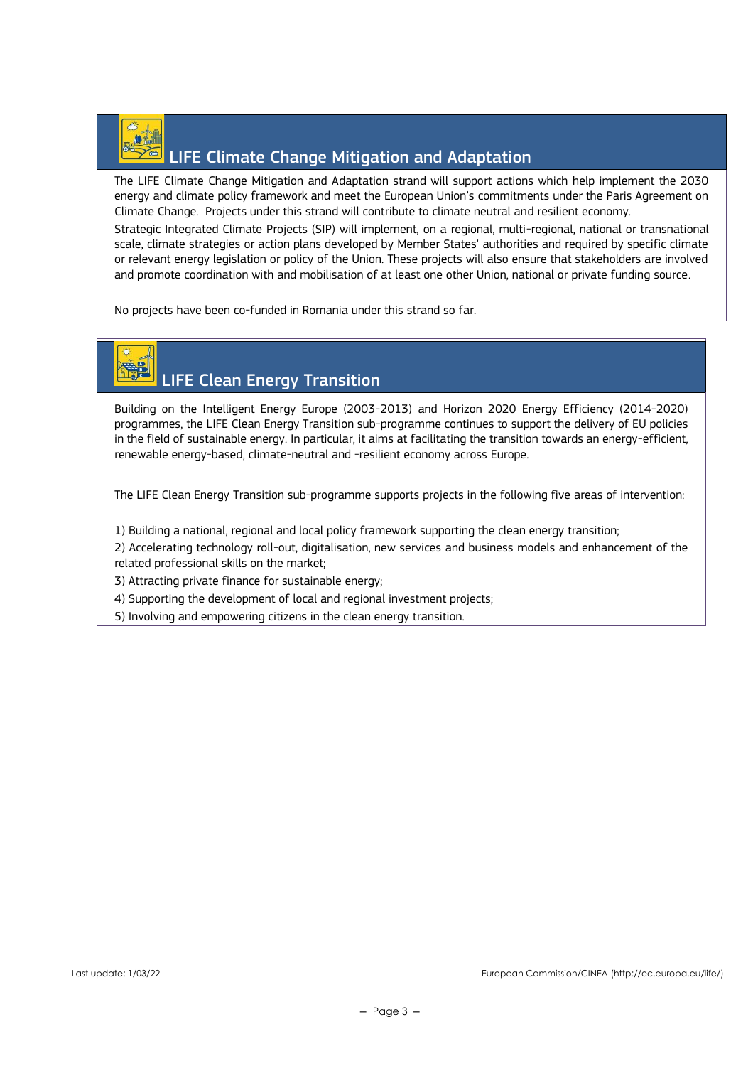## LIFE Climate Change Mitigation and Adaptation

The LIFE Climate Change Mitigation and Adaptation strand will support actions which help implement the 2030 energy and climate policy framework and meet the European Union's commitments under the Paris Agreement on Climate Change. Projects under this strand will contribute to climate neutral and resilient economy.

Strategic Integrated Climate Projects (SIP) will implement, on a regional, multi-regional, national or transnational scale, climate strategies or action plans developed by Member States' authorities and required by specific climate or relevant energy legislation or policy of the Union. These projects will also ensure that stakeholders are involved and promote coordination with and mobilisation of at least one other Union, national or private funding source.

No projects have been co-funded in Romania under this strand so far.

## LIFE Clean Energy Transition

Building on the Intelligent Energy Europe (2003-2013) and Horizon 2020 Energy Efficiency (2014-2020) programmes, the LIFE Clean Energy Transition sub-programme continues to support the delivery of EU policies in the field of sustainable energy. In particular, it aims at facilitating the transition towards an energy-efficient, renewable energy-based, climate-neutral and -resilient economy across Europe.

The LIFE Clean Energy Transition sub-programme supports projects in the following five areas of intervention:

1) Building a national, regional and local policy framework supporting the clean energy transition;
2) Accelerating technology roll-out, digitalisation, new services and business models and enhancement of the related professional skills on the market;
3) Attracting private finance for sustainable energy;
4) Supporting the development of local and regional investment projects;
5) Involving and empowering citizens in the clean energy transition.

Last update: 1/03/22

European Commission/CINEA (http://ec.europa.eu/life/)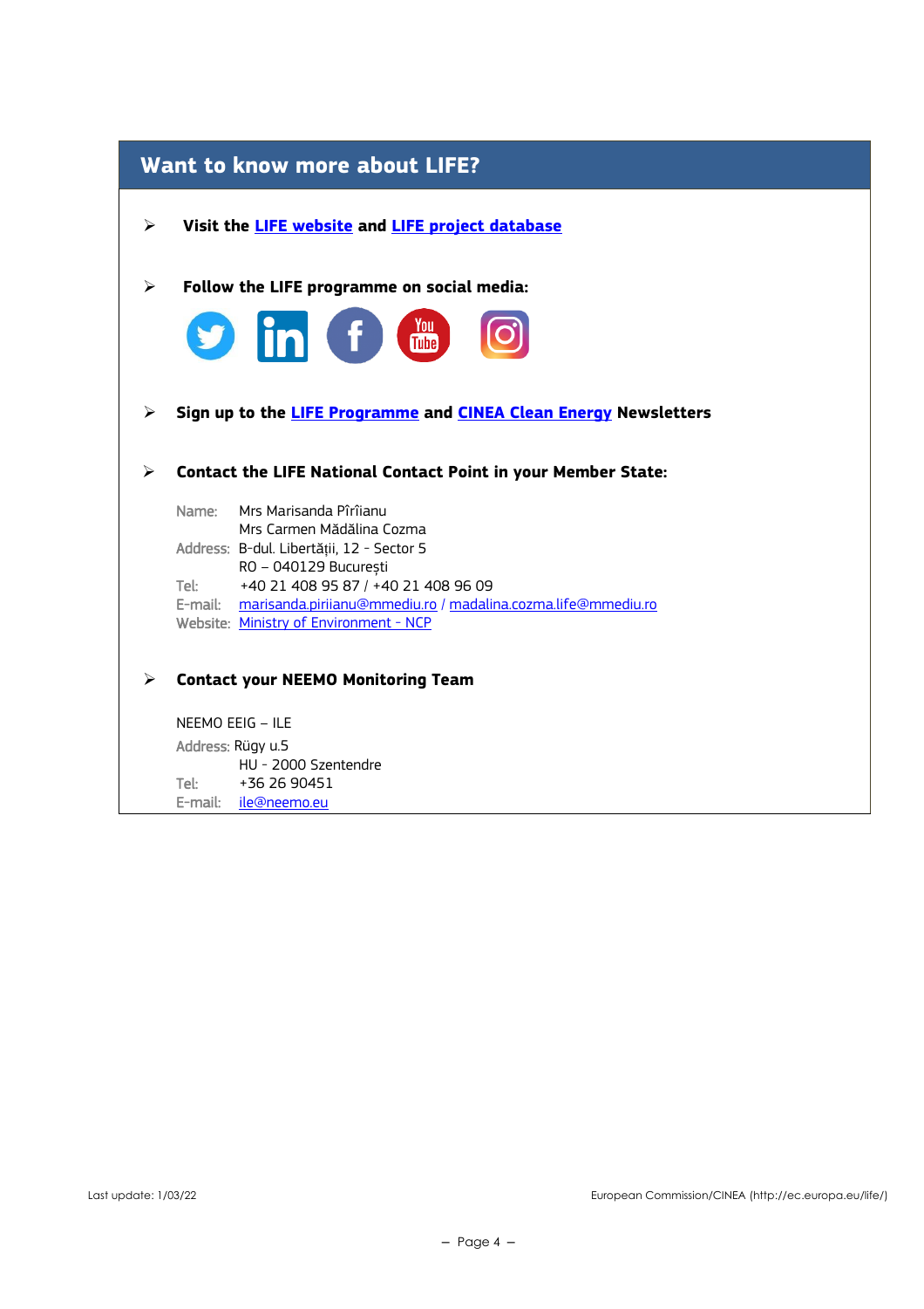## Want to know more about LIFE?

- **Visit the LIFE website and LIFE project database**

- **Follow the LIFE programme on social media:**

- **Sign up to the LIFE Programme and CINEA Clean Energy Newsletters**

- **Contact the LIFE National Contact Point in your Member State:**

  Name: Mrs Marisanda Pîrîianu
  Mrs Carmen Mădălina Cozma
  Address: B-dul. Libertății, 12 - Sector 5
  RO – 040129 București
  Tel: +40 21 408 95 87 / +40 21 408 96 09
  E-mail: marisanda.piriianu@mmediu.ro / madalina.cozma.life@mmediu.ro
  Website: Ministry of Environment - NCP

- **Contact your NEEMO Monitoring Team**

  NEEMO EEIG – ILE
  Address: Rügy u.5
  HU - 2000 Szentendre
  Tel: +36 26 90451
  E-mail: ile@neemo.eu

Last update: 1/03/22

European Commission/CINEA (http://ec.europa.eu/life/)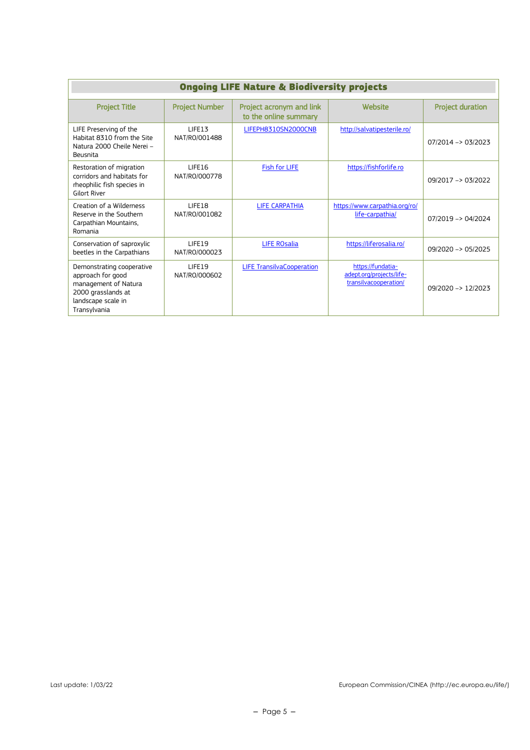| Ongoing LIFE Nature & Biodiversity projects | | | | |
|---|---|---|---|---|
| Project Title | Project Number | Project acronym and link to the online summary | Website | Project duration |
| LIFE Preserving of the Habitat 8310 from the Site Natura 2000 Cheile Nerei – Beusnita | LIFE13 NAT/RO/001488 | LIFEPH8310SN2000CNB | http://salvatipesterile.ro/ | 07/2014 –> 03/2023 |
| Restoration of migration corridors and habitats for rheophilic fish species in Gilort River | LIFE16 NAT/RO/000778 | Fish for LIFE | https://fishforlife.ro | 09/2017 –> 03/2022 |
| Creation of a Wilderness Reserve in the Southern Carpathian Mountains, Romania | LIFE18 NAT/RO/001082 | LIFE CARPATHIA | https://www.carpathia.org/ro/life-carpathia/ | 07/2019 –> 04/2024 |
| Conservation of saproxylic beetles in the Carpathians | LIFE19 NAT/RO/000023 | LIFE ROsalia | https://liferosalia.ro/ | 09/2020 –> 05/2025 |
| Demonstrating cooperative approach for good management of Natura 2000 grasslands at landscape scale in Transylvania | LIFE19 NAT/RO/000602 | LIFE TransilvaCooperation | https://fundatia-adept.org/projects/life-transilvacooperation/ | 09/2020 –> 12/2023 |

Last update: 1/03/22

European Commission/CINEA (http://ec.europa.eu/life/)